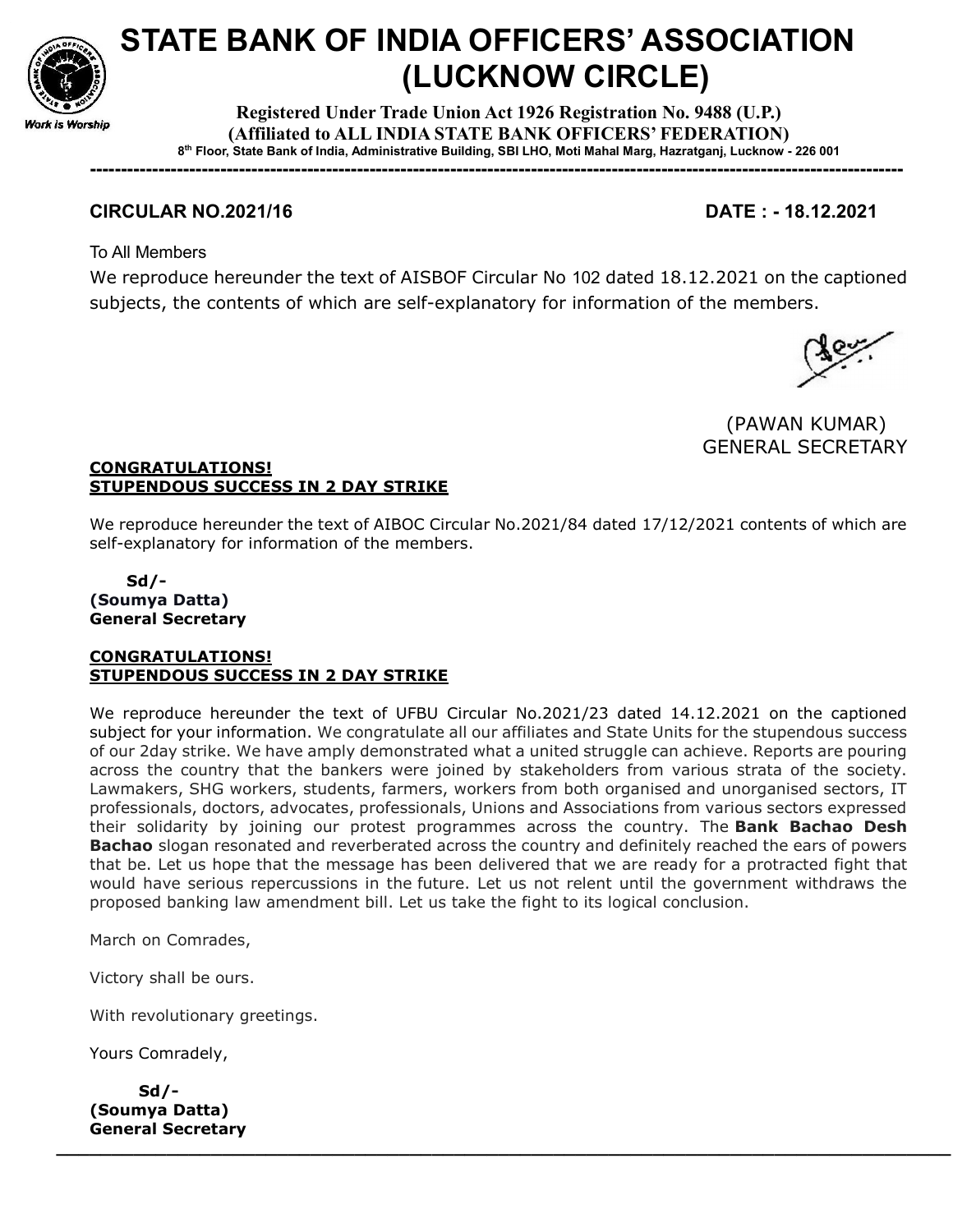# STATE BANK OF INDIA OFFICERS' ASSOCIATION (LUCKNOW CIRCLE)

**Registered Under Trade Union Act 1926 Registration No. 9488 (U.P.)**
**(Affiliated to ALL INDIA STATE BANK OFFICERS' FEDERATION)**
**8th Floor, State Bank of India, Administrative Building, SBI LHO, Moti Mahal Marg, Hazratganj, Lucknow - 226 001**

Work is Worship

---

**CIRCULAR NO.2021/16** **DATE : - 18.12.2021**

To All Members

We reproduce hereunder the text of AISBOF Circular No 102 dated 18.12.2021 on the captioned subjects, the contents of which are self-explanatory for information of the members.

(PAWAN KUMAR)
GENERAL SECRETARY

**CONGRATULATIONS!**
**STUPENDOUS SUCCESS IN 2 DAY STRIKE**

We reproduce hereunder the text of AIBOC Circular No.2021/84 dated 17/12/2021 contents of which are self-explanatory for information of the members.

**Sd/-**
**(Soumya Datta)**
**General Secretary**

**CONGRATULATIONS!**
**STUPENDOUS SUCCESS IN 2 DAY STRIKE**

We reproduce hereunder the text of UFBU Circular No.2021/23 dated 14.12.2021 on the captioned subject for your information. We congratulate all our affiliates and State Units for the stupendous success of our 2day strike. We have amply demonstrated what a united struggle can achieve. Reports are pouring across the country that the bankers were joined by stakeholders from various strata of the society. Lawmakers, SHG workers, students, farmers, workers from both organised and unorganised sectors, IT professionals, doctors, advocates, professionals, Unions and Associations from various sectors expressed their solidarity by joining our protest programmes across the country. The **Bank Bachao Desh Bachao** slogan resonated and reverberated across the country and definitely reached the ears of powers that be. Let us hope that the message has been delivered that we are ready for a protracted fight that would have serious repercussions in the future. Let us not relent until the government withdraws the proposed banking law amendment bill. Let us take the fight to its logical conclusion.

March on Comrades,

Victory shall be ours.

With revolutionary greetings.

Yours Comradely,

**Sd/-**
**(Soumya Datta)**
**General Secretary**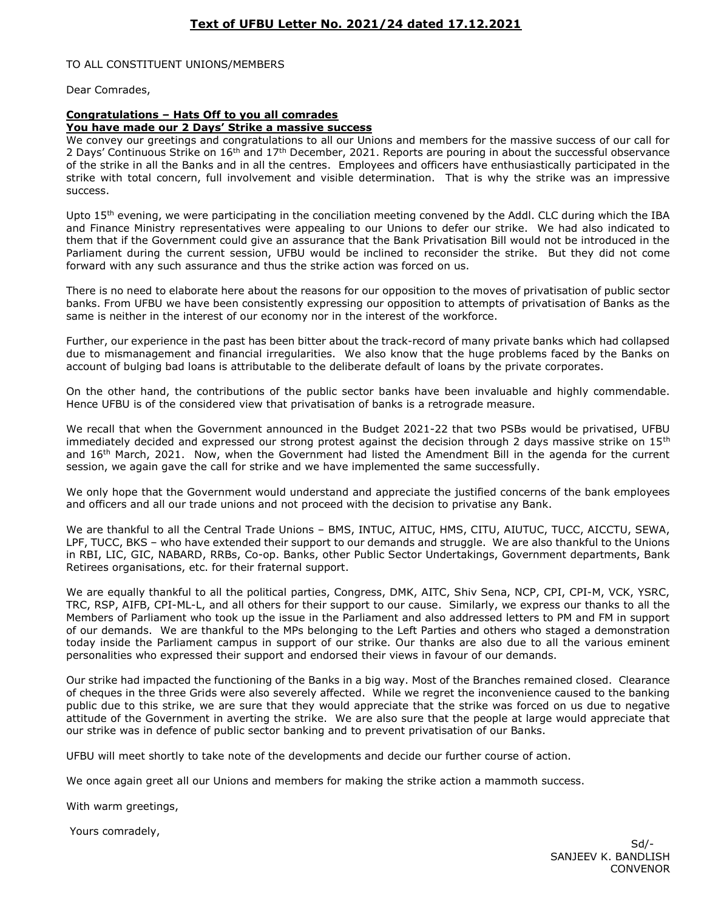# Text of UFBU Letter No. 2021/24 dated 17.12.2021

TO ALL CONSTITUENT UNIONS/MEMBERS

Dear Comrades,

**Congratulations – Hats Off to you all comrades**
**You have made our 2 Days' Strike a massive success**

We convey our greetings and congratulations to all our Unions and members for the massive success of our call for 2 Days' Continuous Strike on 16th and 17th December, 2021. Reports are pouring in about the successful observance of the strike in all the Banks and in all the centres. Employees and officers have enthusiastically participated in the strike with total concern, full involvement and visible determination. That is why the strike was an impressive success.

Upto 15th evening, we were participating in the conciliation meeting convened by the Addl. CLC during which the IBA and Finance Ministry representatives were appealing to our Unions to defer our strike. We had also indicated to them that if the Government could give an assurance that the Bank Privatisation Bill would not be introduced in the Parliament during the current session, UFBU would be inclined to reconsider the strike. But they did not come forward with any such assurance and thus the strike action was forced on us.

There is no need to elaborate here about the reasons for our opposition to the moves of privatisation of public sector banks. From UFBU we have been consistently expressing our opposition to attempts of privatisation of Banks as the same is neither in the interest of our economy nor in the interest of the workforce.

Further, our experience in the past has been bitter about the track-record of many private banks which had collapsed due to mismanagement and financial irregularities. We also know that the huge problems faced by the Banks on account of bulging bad loans is attributable to the deliberate default of loans by the private corporates.

On the other hand, the contributions of the public sector banks have been invaluable and highly commendable. Hence UFBU is of the considered view that privatisation of banks is a retrograde measure.

We recall that when the Government announced in the Budget 2021-22 that two PSBs would be privatised, UFBU immediately decided and expressed our strong protest against the decision through 2 days massive strike on 15th and 16th March, 2021. Now, when the Government had listed the Amendment Bill in the agenda for the current session, we again gave the call for strike and we have implemented the same successfully.

We only hope that the Government would understand and appreciate the justified concerns of the bank employees and officers and all our trade unions and not proceed with the decision to privatise any Bank.

We are thankful to all the Central Trade Unions – BMS, INTUC, AITUC, HMS, CITU, AIUTUC, TUCC, AICCTU, SEWA, LPF, TUCC, BKS – who have extended their support to our demands and struggle. We are also thankful to the Unions in RBI, LIC, GIC, NABARD, RRBs, Co-op. Banks, other Public Sector Undertakings, Government departments, Bank Retirees organisations, etc. for their fraternal support.

We are equally thankful to all the political parties, Congress, DMK, AITC, Shiv Sena, NCP, CPI, CPI-M, VCK, YSRC, TRC, RSP, AIFB, CPI-ML-L, and all others for their support to our cause. Similarly, we express our thanks to all the Members of Parliament who took up the issue in the Parliament and also addressed letters to PM and FM in support of our demands. We are thankful to the MPs belonging to the Left Parties and others who staged a demonstration today inside the Parliament campus in support of our strike. Our thanks are also due to all the various eminent personalities who expressed their support and endorsed their views in favour of our demands.

Our strike had impacted the functioning of the Banks in a big way. Most of the Branches remained closed. Clearance of cheques in the three Grids were also severely affected. While we regret the inconvenience caused to the banking public due to this strike, we are sure that they would appreciate that the strike was forced on us due to negative attitude of the Government in averting the strike. We are also sure that the people at large would appreciate that our strike was in defence of public sector banking and to prevent privatisation of our Banks.

UFBU will meet shortly to take note of the developments and decide our further course of action.

We once again greet all our Unions and members for making the strike action a mammoth success.

With warm greetings,

Yours comradely,

Sd/-
SANJEEV K. BANDLISH
CONVENOR